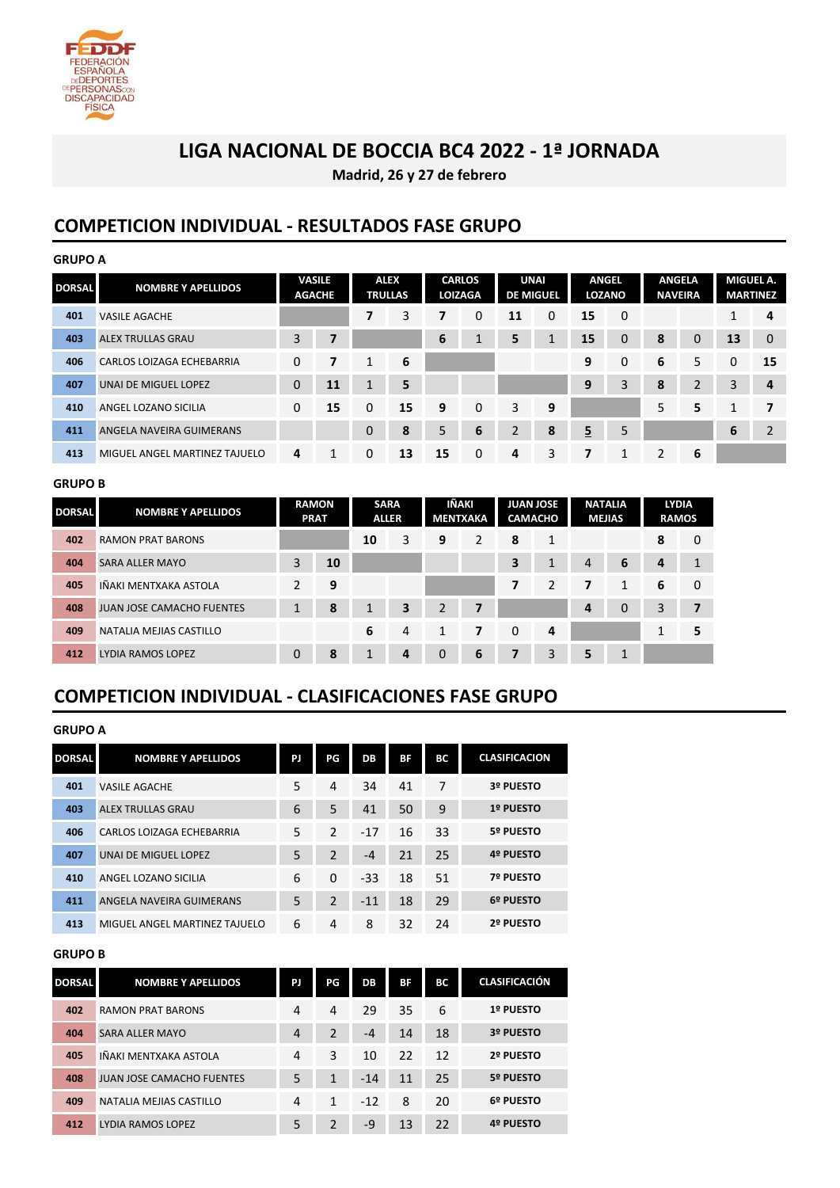# LIGA NACIONAL DE BOCCIA BC4 2022 - 1ª JORNADA

**Madrid, 26 y 27 de febrero**

## COMPETICION INDIVIDUAL - RESULTADOS FASE GRUPO

### GRUPO A

| DORSAL | NOMBRE Y APELLIDOS | VASILE AGACHE | | ALEX TRULLAS | | CARLOS LOIZAGA | | UNAI DE MIGUEL | | ANGEL LOZANO | | ANGELA NAVEIRA | | MIGUEL A. MARTINEZ | |
|---|---|---|---|---|---|---|---|---|---|---|---|---|---|---|---|
| 401 | VASILE AGACHE | | | 7 | 3 | 7 | 0 | 11 | 0 | 15 | 0 | | | 1 | 4 |
| 403 | ALEX TRULLAS GRAU | 3 | 7 | | | 6 | 1 | 5 | 1 | 15 | 0 | 8 | 0 | 13 | 0 |
| 406 | CARLOS LOIZAGA ECHEBARRIA | 0 | 7 | 1 | 6 | | | | | 9 | 0 | 6 | 5 | 0 | 15 |
| 407 | UNAI DE MIGUEL LOPEZ | 0 | 11 | 1 | 5 | | | | | 9 | 3 | 8 | 2 | 3 | 4 |
| 410 | ANGEL LOZANO SICILIA | 0 | 15 | 0 | 15 | 9 | 0 | 3 | 9 | | | 5 | 5 | 1 | 7 |
| 411 | ANGELA NAVEIRA GUIMERANS | | | 0 | 8 | 5 | 6 | 2 | 8 | 5 | 5 | | | 6 | 2 |
| 413 | MIGUEL ANGEL MARTINEZ TAJUELO | 4 | 1 | 0 | 13 | 15 | 0 | 4 | 3 | 7 | 1 | 2 | 6 | | |

### GRUPO B

| DORSAL | NOMBRE Y APELLIDOS | RAMON PRAT | | SARA ALLER | | IÑAKI MENTXAKA | | JUAN JOSE CAMACHO | | NATALIA MEJIAS | | LYDIA RAMOS | |
|---|---|---|---|---|---|---|---|---|---|---|---|---|---|
| 402 | RAMON PRAT BARONS | | | 10 | 3 | 9 | 2 | 8 | 1 | | | 8 | 0 |
| 404 | SARA ALLER MAYO | 3 | 10 | | | | | 3 | 1 | 4 | 6 | 4 | 1 |
| 405 | IÑAKI MENTXAKA ASTOLA | 2 | 9 | | | | | 7 | 2 | 7 | 1 | 6 | 0 |
| 408 | JUAN JOSE CAMACHO FUENTES | 1 | 8 | 1 | 3 | 2 | 7 | | | 4 | 0 | 3 | 7 |
| 409 | NATALIA MEJIAS CASTILLO | | | 6 | 4 | 1 | 7 | 0 | 4 | | | 1 | 5 |
| 412 | LYDIA RAMOS LOPEZ | 0 | 8 | 1 | 4 | 0 | 6 | 7 | 3 | 5 | 1 | | |

## COMPETICION INDIVIDUAL - CLASIFICACIONES FASE GRUPO

### GRUPO A

| DORSAL | NOMBRE Y APELLIDOS | PJ | PG | DB | BF | BC | CLASIFICACION |
|---|---|---|---|---|---|---|---|
| 401 | VASILE AGACHE | 5 | 4 | 34 | 41 | 7 | 3º PUESTO |
| 403 | ALEX TRULLAS GRAU | 6 | 5 | 41 | 50 | 9 | 1º PUESTO |
| 406 | CARLOS LOIZAGA ECHEBARRIA | 5 | 2 | -17 | 16 | 33 | 5º PUESTO |
| 407 | UNAI DE MIGUEL LOPEZ | 5 | 2 | -4 | 21 | 25 | 4º PUESTO |
| 410 | ANGEL LOZANO SICILIA | 6 | 0 | -33 | 18 | 51 | 7º PUESTO |
| 411 | ANGELA NAVEIRA GUIMERANS | 5 | 2 | -11 | 18 | 29 | 6º PUESTO |
| 413 | MIGUEL ANGEL MARTINEZ TAJUELO | 6 | 4 | 8 | 32 | 24 | 2º PUESTO |

### GRUPO B

| DORSAL | NOMBRE Y APELLIDOS | PJ | PG | DB | BF | BC | CLASIFICACIÓN |
|---|---|---|---|---|---|---|---|
| 402 | RAMON PRAT BARONS | 4 | 4 | 29 | 35 | 6 | 1º PUESTO |
| 404 | SARA ALLER MAYO | 4 | 2 | -4 | 14 | 18 | 3º PUESTO |
| 405 | IÑAKI MENTXAKA ASTOLA | 4 | 3 | 10 | 22 | 12 | 2º PUESTO |
| 408 | JUAN JOSE CAMACHO FUENTES | 5 | 1 | -14 | 11 | 25 | 5º PUESTO |
| 409 | NATALIA MEJIAS CASTILLO | 4 | 1 | -12 | 8 | 20 | 6º PUESTO |
| 412 | LYDIA RAMOS LOPEZ | 5 | 2 | -9 | 13 | 22 | 4º PUESTO |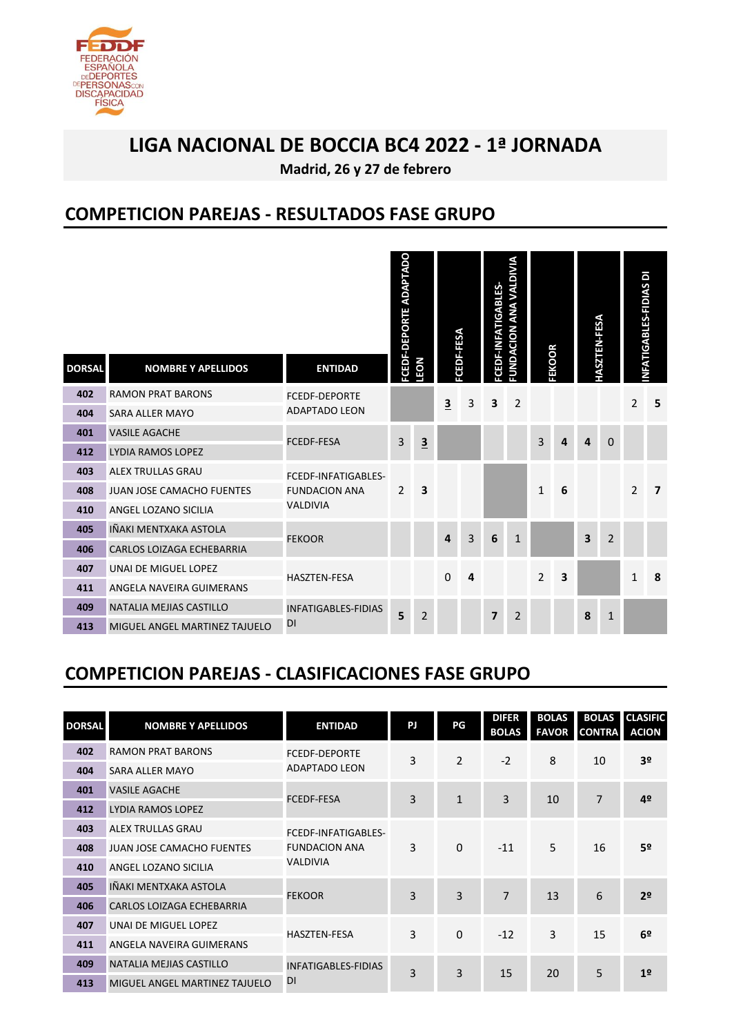FEDDF FEDERACIÓN ESPAÑOLA DE DEPORTES DE PERSONAS CON DISCAPACIDAD FÍSICA

# LIGA NACIONAL DE BOCCIA BC4 2022 - 1ª JORNADA

**Madrid, 26 y 27 de febrero**

## COMPETICION PAREJAS - RESULTADOS FASE GRUPO

| DORSAL | NOMBRE Y APELLIDOS | ENTIDAD | FCEDF-DEPORTE ADAPTADO LEON | | FCEDF-FESA | | FCEDF-INFATIGABLES-FUNDACION ANA VALDIVIA | | FEKOOR | | HASZTEN-FESA | | INFATIGABLES-FIDIAS DI | |
|---|---|---|---|---|---|---|---|---|---|---|---|---|---|---|
| 402 | RAMON PRAT BARONS | FCEDF-DEPORTE ADAPTADO LEON | | | **3** | 3 | **3** | 2 | | | | | 2 | **5** |
| 404 | SARA ALLER MAYO | | | | | | | | | | | | | |
| 401 | VASILE AGACHE | FCEDF-FESA | 3 | **3** | | | | | 3 | **4** | **4** | 0 | | |
| 412 | LYDIA RAMOS LOPEZ | | | | | | | | | | | | | |
| 403 | ALEX TRULLAS GRAU | FCEDF-INFATIGABLES-FUNDACION ANA VALDIVIA | 2 | **3** | | | | | 1 | **6** | | | 2 | **7** |
| 408 | JUAN JOSE CAMACHO FUENTES | | | | | | | | | | | | | |
| 410 | ANGEL LOZANO SICILIA | | | | | | | | | | | | | |
| 405 | IÑAKI MENTXAKA ASTOLA | FEKOOR | | | **4** | 3 | **6** | 1 | | | **3** | 2 | | |
| 406 | CARLOS LOIZAGA ECHEBARRIA | | | | | | | | | | | | | |
| 407 | UNAI DE MIGUEL LOPEZ | HASZTEN-FESA | | | 0 | **4** | | | 2 | **3** | | | 1 | **8** |
| 411 | ANGELA NAVEIRA GUIMERANS | | | | | | | | | | | | | |
| 409 | NATALIA MEJIAS CASTILLO | INFATIGABLES-FIDIAS DI | **5** | 2 | | | **7** | 2 | | | **8** | 1 | | |
| 413 | MIGUEL ANGEL MARTINEZ TAJUELO | | | | | | | | | | | | | |

## COMPETICION PAREJAS - CLASIFICACIONES FASE GRUPO

| DORSAL | NOMBRE Y APELLIDOS | ENTIDAD | PJ | PG | DIFER BOLAS | BOLAS FAVOR | BOLAS CONTRA | CLASIFICACION |
|---|---|---|---|---|---|---|---|---|
| 402 | RAMON PRAT BARONS | FCEDF-DEPORTE ADAPTADO LEON | 3 | 2 | -2 | 8 | 10 | **3º** |
| 404 | SARA ALLER MAYO | | | | | | | |
| 401 | VASILE AGACHE | FCEDF-FESA | 3 | 1 | 3 | 10 | 7 | **4º** |
| 412 | LYDIA RAMOS LOPEZ | | | | | | | |
| 403 | ALEX TRULLAS GRAU | FCEDF-INFATIGABLES-FUNDACION ANA VALDIVIA | 3 | 0 | -11 | 5 | 16 | **5º** |
| 408 | JUAN JOSE CAMACHO FUENTES | | | | | | | |
| 410 | ANGEL LOZANO SICILIA | | | | | | | |
| 405 | IÑAKI MENTXAKA ASTOLA | FEKOOR | 3 | 3 | 7 | 13 | 6 | **2º** |
| 406 | CARLOS LOIZAGA ECHEBARRIA | | | | | | | |
| 407 | UNAI DE MIGUEL LOPEZ | HASZTEN-FESA | 3 | 0 | -12 | 3 | 15 | **6º** |
| 411 | ANGELA NAVEIRA GUIMERANS | | | | | | | |
| 409 | NATALIA MEJIAS CASTILLO | INFATIGABLES-FIDIAS DI | 3 | 3 | 15 | 20 | 5 | **1º** |
| 413 | MIGUEL ANGEL MARTINEZ TAJUELO | | | | | | | |